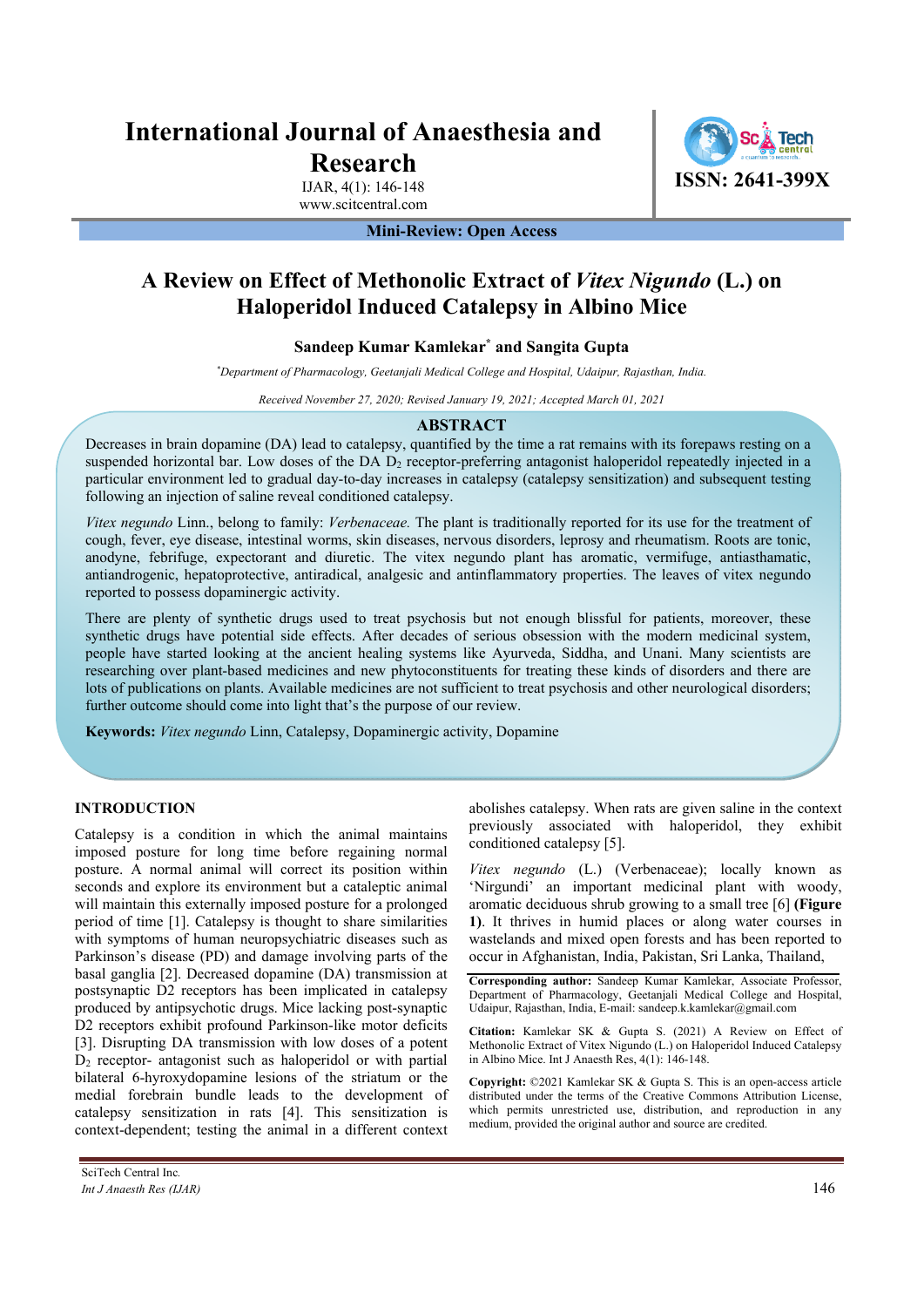# International Journal of Anaesthesia and Research

IJAR, 4(1): 146-148

www.scitcentral.com

ISSN: 2641-399X

**Mini-Review: Open Access**

# A Review on Effect of Methonolic Extract of *Vitex Nigundo* (L.) on Haloperidol Induced Catalepsy in Albino Mice

**Sandeep Kumar Kamlekar[*] and Sangita Gupta**

[*]*Department of Pharmacology, Geetanjali Medical College and Hospital, Udaipur, Rajasthan, India.*

*Received November 27, 2020; Revised January 19, 2021; Accepted March 01, 2021*

## ABSTRACT

Decreases in brain dopamine (DA) lead to catalepsy, quantified by the time a rat remains with its forepaws resting on a suspended horizontal bar. Low doses of the DA $D_2$ receptor-preferring antagonist haloperidol repeatedly injected in a particular environment led to gradual day-to-day increases in catalepsy (catalepsy sensitization) and subsequent testing following an injection of saline reveal conditioned catalepsy.

*Vitex negundo* Linn., belong to family: *Verbenaceae.* The plant is traditionally reported for its use for the treatment of cough, fever, eye disease, intestinal worms, skin diseases, nervous disorders, leprosy and rheumatism. Roots are tonic, anodyne, febrifuge, expectorant and diuretic. The vitex negundo plant has aromatic, vermifuge, antiasthamatic, antiandrogenic, hepatoprotective, antiradical, analgesic and antinflammatory properties. The leaves of vitex negundo reported to possess dopaminergic activity.

There are plenty of synthetic drugs used to treat psychosis but not enough blissful for patients, moreover, these synthetic drugs have potential side effects. After decades of serious obsession with the modern medicinal system, people have started looking at the ancient healing systems like Ayurveda, Siddha, and Unani. Many scientists are researching over plant-based medicines and new phytoconstituents for treating these kinds of disorders and there are lots of publications on plants. Available medicines are not sufficient to treat psychosis and other neurological disorders; further outcome should come into light that's the purpose of our review.

**Keywords:** *Vitex negundo* Linn, Catalepsy, Dopaminergic activity, Dopamine

## INTRODUCTION

Catalepsy is a condition in which the animal maintains imposed posture for long time before regaining normal posture. A normal animal will correct its position within seconds and explore its environment but a cataleptic animal will maintain this externally imposed posture for a prolonged period of time [1]. Catalepsy is thought to share similarities with symptoms of human neuropsychiatric diseases such as Parkinson's disease (PD) and damage involving parts of the basal ganglia [2]. Decreased dopamine (DA) transmission at postsynaptic D2 receptors has been implicated in catalepsy produced by antipsychotic drugs. Mice lacking post-synaptic D2 receptors exhibit profound Parkinson-like motor deficits [3]. Disrupting DA transmission with low doses of a potent $D_2$ receptor- antagonist such as haloperidol or with partial bilateral 6-hyroxydopamine lesions of the striatum or the medial forebrain bundle leads to the development of catalepsy sensitization in rats [4]. This sensitization is context-dependent; testing the animal in a different context abolishes catalepsy. When rats are given saline in the context previously associated with haloperidol, they exhibit conditioned catalepsy [5].

*Vitex negundo* (L.) (Verbenaceae); locally known as 'Nirgundi' an important medicinal plant with woody, aromatic deciduous shrub growing to a small tree [6] **(Figure 1)**. It thrives in humid places or along water courses in wastelands and mixed open forests and has been reported to occur in Afghanistan, India, Pakistan, Sri Lanka, Thailand,

**Corresponding author:** Sandeep Kumar Kamlekar, Associate Professor, Department of Pharmacology, Geetanjali Medical College and Hospital, Udaipur, Rajasthan, India, E-mail: sandeep.k.kamlekar@gmail.com

**Citation:** Kamlekar SK & Gupta S. (2021) A Review on Effect of Methonolic Extract of Vitex Nigundo (L.) on Haloperidol Induced Catalepsy in Albino Mice. Int J Anaesth Res, 4(1): 146-148.

**Copyright:** ©2021 Kamlekar SK & Gupta S. This is an open-access article distributed under the terms of the Creative Commons Attribution License, which permits unrestricted use, distribution, and reproduction in any medium, provided the original author and source are credited.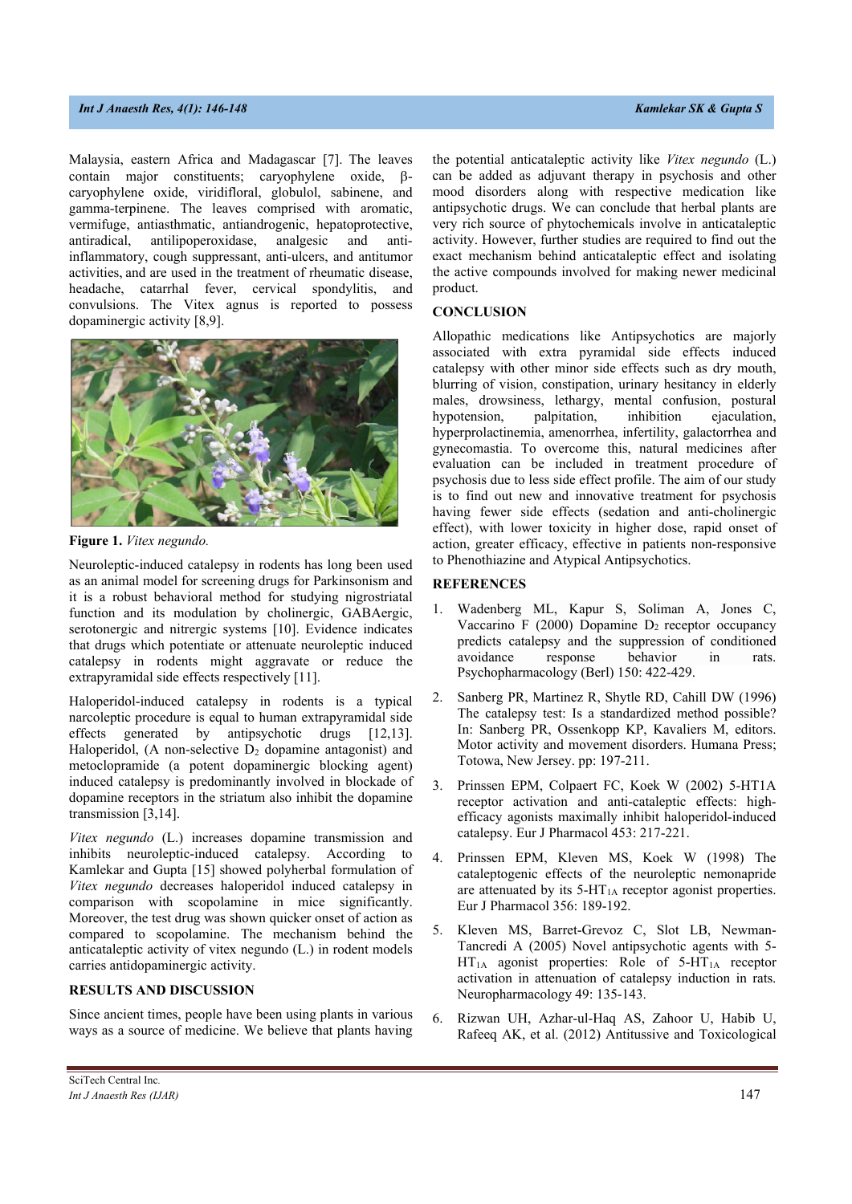Malaysia, eastern Africa and Madagascar [7]. The leaves contain major constituents; caryophylene oxide, β-caryophylene oxide, viridifloral, globulol, sabinene, and gamma-terpinene. The leaves comprised with aromatic, vermifuge, antiasthmatic, antiandrogenic, hepatoprotective, antiradical, antilipoperoxidase, analgesic and anti-inflammatory, cough suppressant, anti-ulcers, and antitumor activities, and are used in the treatment of rheumatic disease, headache, catarrhal fever, cervical spondylitis, and convulsions. The Vitex agnus is reported to possess dopaminergic activity [8,9].

**Figure 1.** *Vitex negundo.*

Neuroleptic-induced catalepsy in rodents has long been used as an animal model for screening drugs for Parkinsonism and it is a robust behavioral method for studying nigrostriatal function and its modulation by cholinergic, GABAergic, serotonergic and nitrergic systems [10]. Evidence indicates that drugs which potentiate or attenuate neuroleptic induced catalepsy in rodents might aggravate or reduce the extrapyramidal side effects respectively [11].

Haloperidol-induced catalepsy in rodents is a typical narcoleptic procedure is equal to human extrapyramidal side effects generated by antipsychotic drugs [12,13]. Haloperidol, (A non-selective $D_2$ dopamine antagonist) and metoclopramide (a potent dopaminergic blocking agent) induced catalepsy is predominantly involved in blockade of dopamine receptors in the striatum also inhibit the dopamine transmission [3,14].

*Vitex negundo* (L.) increases dopamine transmission and inhibits neuroleptic-induced catalepsy. According to Kamlekar and Gupta [15] showed polyherbal formulation of *Vitex negundo* decreases haloperidol induced catalepsy in comparison with scopolamine in mice significantly. Moreover, the test drug was shown quicker onset of action as compared to scopolamine. The mechanism behind the anticataleptic activity of vitex negundo (L.) in rodent models carries antidopaminergic activity.

## RESULTS AND DISCUSSION

Since ancient times, people have been using plants in various ways as a source of medicine. We believe that plants having the potential anticataleptic activity like *Vitex negundo* (L.) can be added as adjuvant therapy in psychosis and other mood disorders along with respective medication like antipsychotic drugs. We can conclude that herbal plants are very rich source of phytochemicals involve in anticataleptic activity. However, further studies are required to find out the exact mechanism behind anticataleptic effect and isolating the active compounds involved for making newer medicinal product.

## CONCLUSION

Allopathic medications like Antipsychotics are majorly associated with extra pyramidal side effects induced catalepsy with other minor side effects such as dry mouth, blurring of vision, constipation, urinary hesitancy in elderly males, drowsiness, lethargy, mental confusion, postural hypotension, palpitation, inhibition ejaculation, hyperprolactinemia, amenorrhea, infertility, galactorrhea and gynecomastia. To overcome this, natural medicines after evaluation can be included in treatment procedure of psychosis due to less side effect profile. The aim of our study is to find out new and innovative treatment for psychosis having fewer side effects (sedation and anti-cholinergic effect), with lower toxicity in higher dose, rapid onset of action, greater efficacy, effective in patients non-responsive to Phenothiazine and Atypical Antipsychotics.

## REFERENCES

1. Wadenberg ML, Kapur S, Soliman A, Jones C, Vaccarino F (2000) Dopamine $D_2$ receptor occupancy predicts catalepsy and the suppression of conditioned avoidance response behavior in rats. Psychopharmacology (Berl) 150: 422-429.
2. Sanberg PR, Martinez R, Shytle RD, Cahill DW (1996) The catalepsy test: Is a standardized method possible? In: Sanberg PR, Ossenkopp KP, Kavaliers M, editors. Motor activity and movement disorders. Humana Press; Totowa, New Jersey. pp: 197-211.
3. Prinssen EPM, Colpaert FC, Koek W (2002) 5-HT1A receptor activation and anti-cataleptic effects: high-efficacy agonists maximally inhibit haloperidol-induced catalepsy. Eur J Pharmacol 453: 217-221.
4. Prinssen EPM, Kleven MS, Koek W (1998) The cataleptogenic effects of the neuroleptic nemonapride are attenuated by its $5\text{-HT}_{1A}$ receptor agonist properties. Eur J Pharmacol 356: 189-192.
5. Kleven MS, Barret-Grevoz C, Slot LB, Newman-Tancredi A (2005) Novel antipsychotic agents with $5\text{-HT}_{1A}$ agonist properties: Role of $5\text{-HT}_{1A}$ receptor activation in attenuation of catalepsy induction in rats. Neuropharmacology 49: 135-143.
6. Rizwan UH, Azhar-ul-Haq AS, Zahoor U, Habib U, Rafeeq AK, et al. (2012) Antitussive and Toxicological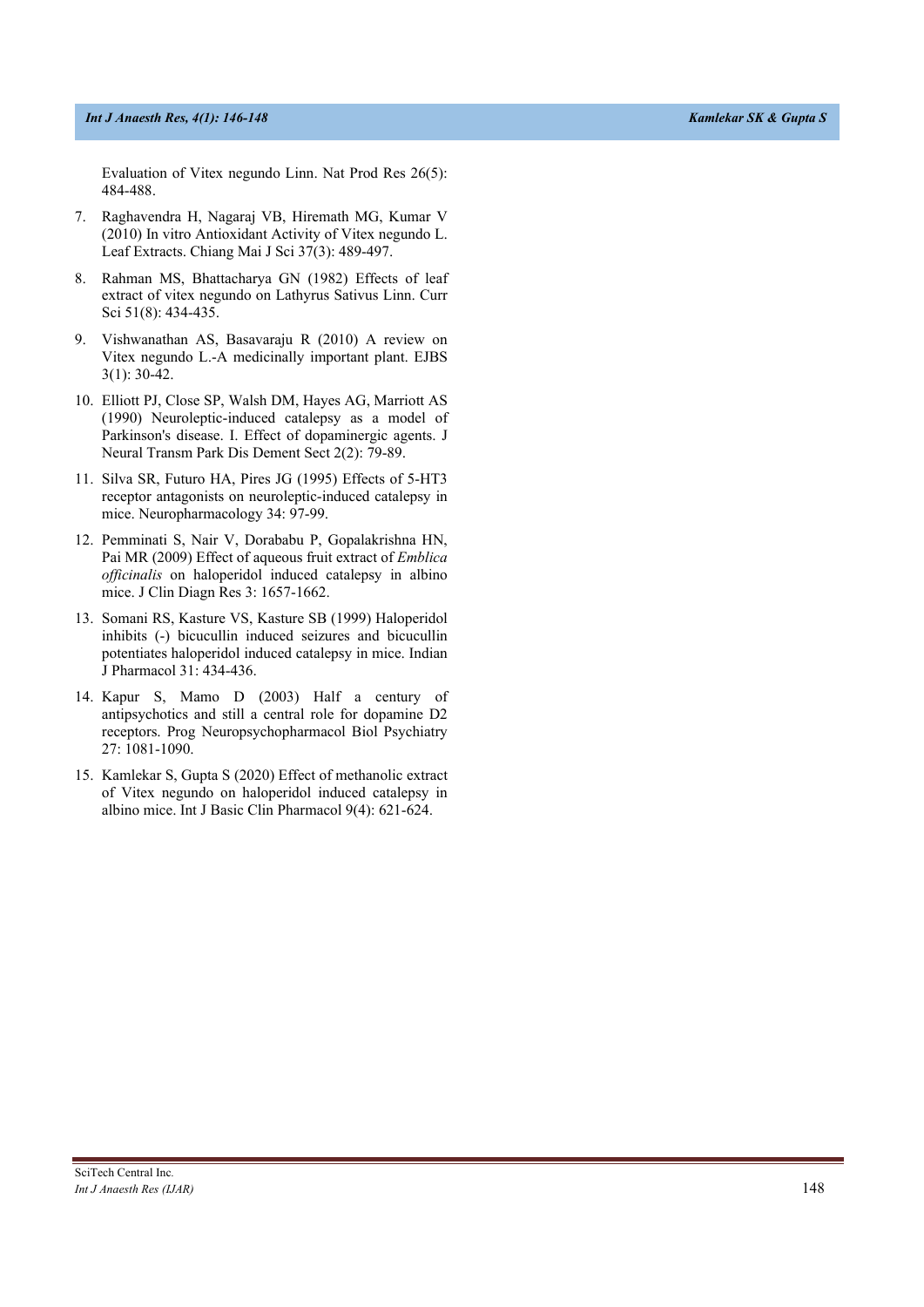Evaluation of Vitex negundo Linn. Nat Prod Res 26(5): 484-488.

7. Raghavendra H, Nagaraj VB, Hiremath MG, Kumar V (2010) In vitro Antioxidant Activity of Vitex negundo L. Leaf Extracts. Chiang Mai J Sci 37(3): 489-497.

8. Rahman MS, Bhattacharya GN (1982) Effects of leaf extract of vitex negundo on Lathyrus Sativus Linn. Curr Sci 51(8): 434-435.

9. Vishwanathan AS, Basavaraju R (2010) A review on Vitex negundo L.-A medicinally important plant. EJBS 3(1): 30-42.

10. Elliott PJ, Close SP, Walsh DM, Hayes AG, Marriott AS (1990) Neuroleptic-induced catalepsy as a model of Parkinson's disease. I. Effect of dopaminergic agents. J Neural Transm Park Dis Dement Sect 2(2): 79-89.

11. Silva SR, Futuro HA, Pires JG (1995) Effects of 5-HT3 receptor antagonists on neuroleptic-induced catalepsy in mice. Neuropharmacology 34: 97-99.

12. Pemminati S, Nair V, Dorababu P, Gopalakrishna HN, Pai MR (2009) Effect of aqueous fruit extract of *Emblica officinalis* on haloperidol induced catalepsy in albino mice. J Clin Diagn Res 3: 1657-1662.

13. Somani RS, Kasture VS, Kasture SB (1999) Haloperidol inhibits (-) bicucullin induced seizures and bicucullin potentiates haloperidol induced catalepsy in mice. Indian J Pharmacol 31: 434-436.

14. Kapur S, Mamo D (2003) Half a century of antipsychotics and still a central role for dopamine D2 receptors. Prog Neuropsychopharmacol Biol Psychiatry 27: 1081-1090.

15. Kamlekar S, Gupta S (2020) Effect of methanolic extract of Vitex negundo on haloperidol induced catalepsy in albino mice. Int J Basic Clin Pharmacol 9(4): 621-624.